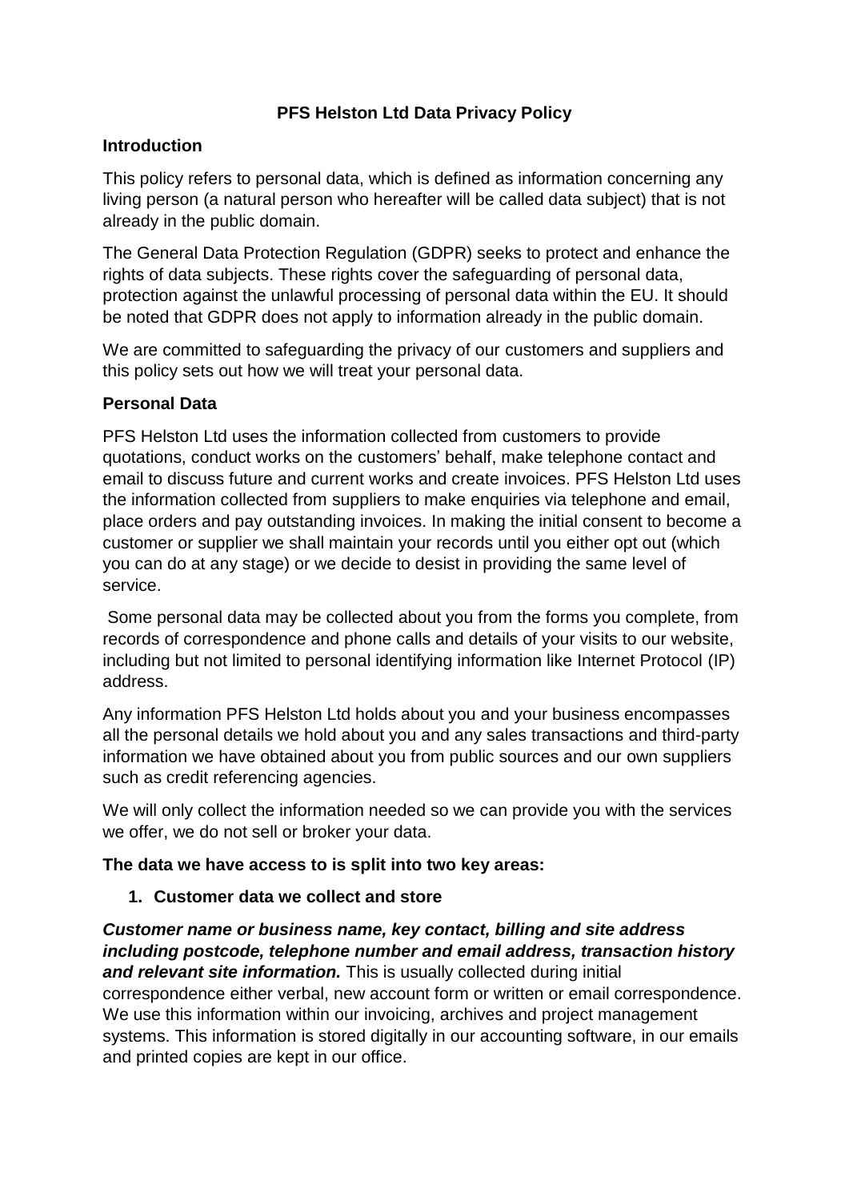# PFS Helston Ltd Data Privacy Policy

## Introduction

This policy refers to personal data, which is defined as information concerning any living person (a natural person who hereafter will be called data subject) that is not already in the public domain.

The General Data Protection Regulation (GDPR) seeks to protect and enhance the rights of data subjects. These rights cover the safeguarding of personal data, protection against the unlawful processing of personal data within the EU. It should be noted that GDPR does not apply to information already in the public domain.

We are committed to safeguarding the privacy of our customers and suppliers and this policy sets out how we will treat your personal data.

## Personal Data

PFS Helston Ltd uses the information collected from customers to provide quotations, conduct works on the customers' behalf, make telephone contact and email to discuss future and current works and create invoices. PFS Helston Ltd uses the information collected from suppliers to make enquiries via telephone and email, place orders and pay outstanding invoices. In making the initial consent to become a customer or supplier we shall maintain your records until you either opt out (which you can do at any stage) or we decide to desist in providing the same level of service.

Some personal data may be collected about you from the forms you complete, from records of correspondence and phone calls and details of your visits to our website, including but not limited to personal identifying information like Internet Protocol (IP) address.

Any information PFS Helston Ltd holds about you and your business encompasses all the personal details we hold about you and any sales transactions and third-party information we have obtained about you from public sources and our own suppliers such as credit referencing agencies.

We will only collect the information needed so we can provide you with the services we offer, we do not sell or broker your data.

**The data we have access to is split into two key areas:**

1. **Customer data we collect and store**

***Customer name or business name, key contact, billing and site address including postcode, telephone number and email address, transaction history and relevant site information.*** This is usually collected during initial correspondence either verbal, new account form or written or email correspondence. We use this information within our invoicing, archives and project management systems. This information is stored digitally in our accounting software, in our emails and printed copies are kept in our office.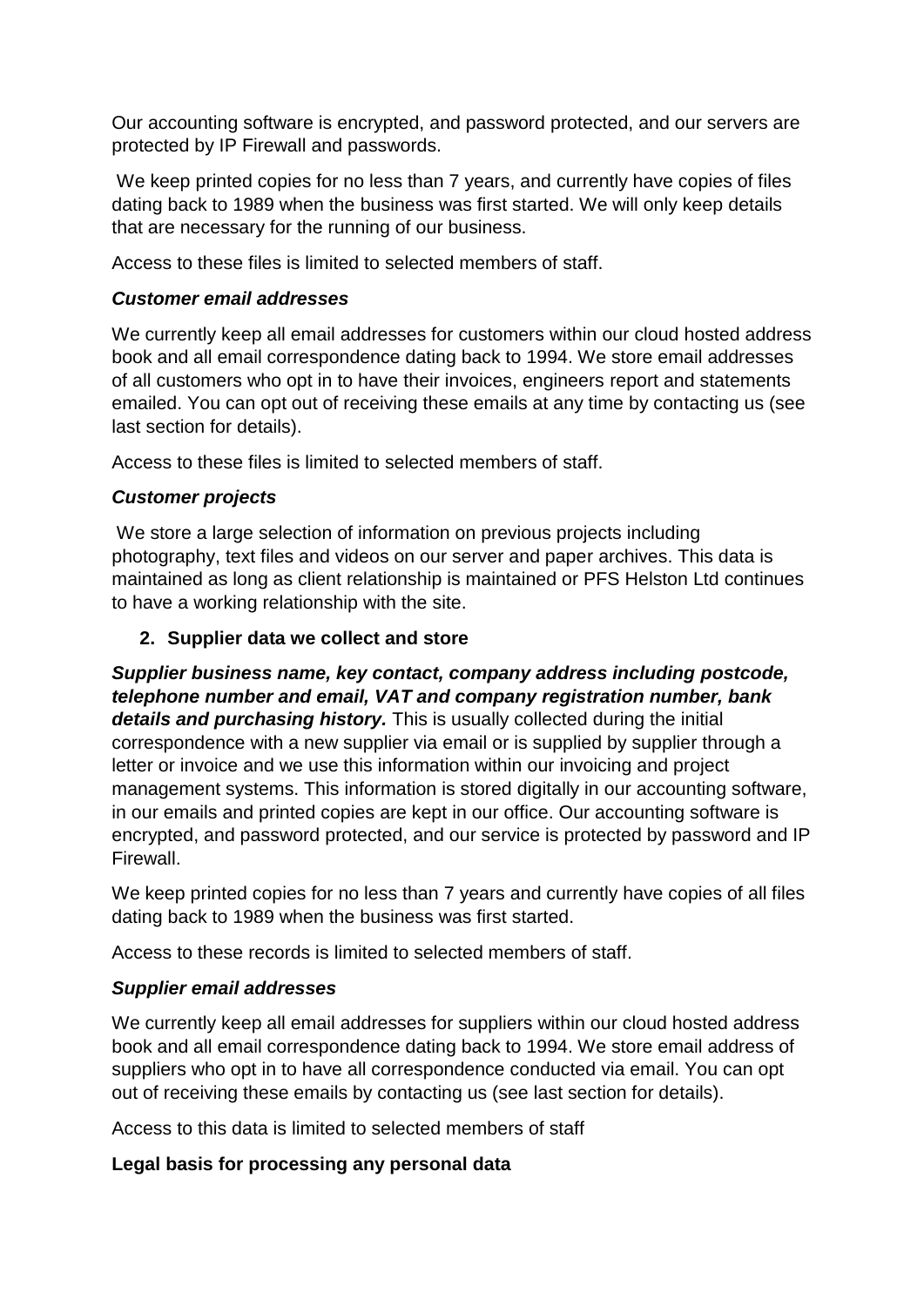Our accounting software is encrypted, and password protected, and our servers are protected by IP Firewall and passwords.

We keep printed copies for no less than 7 years, and currently have copies of files dating back to 1989 when the business was first started. We will only keep details that are necessary for the running of our business.

Access to these files is limited to selected members of staff.

***Customer email addresses***

We currently keep all email addresses for customers within our cloud hosted address book and all email correspondence dating back to 1994. We store email addresses of all customers who opt in to have their invoices, engineers report and statements emailed. You can opt out of receiving these emails at any time by contacting us (see last section for details).

Access to these files is limited to selected members of staff.

***Customer projects***

We store a large selection of information on previous projects including photography, text files and videos on our server and paper archives. This data is maintained as long as client relationship is maintained or PFS Helston Ltd continues to have a working relationship with the site.

2. **Supplier data we collect and store**

***Supplier business name, key contact, company address including postcode, telephone number and email, VAT and company registration number, bank details and purchasing history.*** This is usually collected during the initial correspondence with a new supplier via email or is supplied by supplier through a letter or invoice and we use this information within our invoicing and project management systems. This information is stored digitally in our accounting software, in our emails and printed copies are kept in our office. Our accounting software is encrypted, and password protected, and our service is protected by password and IP Firewall.

We keep printed copies for no less than 7 years and currently have copies of all files dating back to 1989 when the business was first started.

Access to these records is limited to selected members of staff.

***Supplier email addresses***

We currently keep all email addresses for suppliers within our cloud hosted address book and all email correspondence dating back to 1994. We store email address of suppliers who opt in to have all correspondence conducted via email. You can opt out of receiving these emails by contacting us (see last section for details).

Access to this data is limited to selected members of staff

**Legal basis for processing any personal data**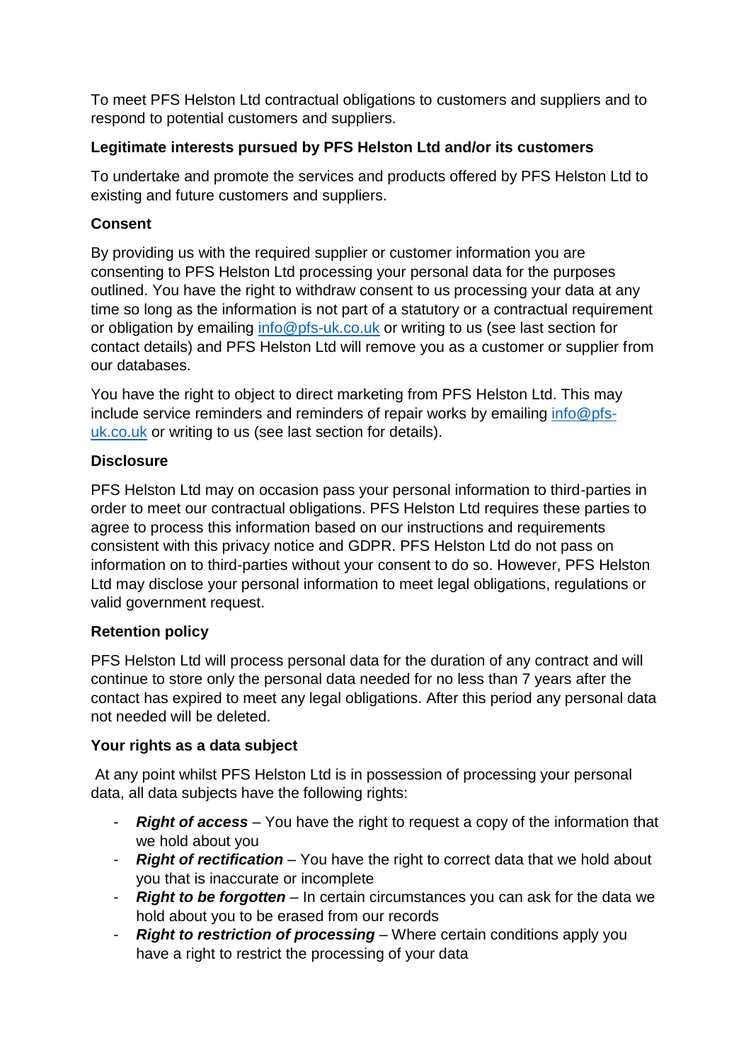To meet PFS Helston Ltd contractual obligations to customers and suppliers and to respond to potential customers and suppliers.

**Legitimate interests pursued by PFS Helston Ltd and/or its customers**

To undertake and promote the services and products offered by PFS Helston Ltd to existing and future customers and suppliers.

**Consent**

By providing us with the required supplier or customer information you are consenting to PFS Helston Ltd processing your personal data for the purposes outlined. You have the right to withdraw consent to us processing your data at any time so long as the information is not part of a statutory or a contractual requirement or obligation by emailing info@pfs-uk.co.uk or writing to us (see last section for contact details) and PFS Helston Ltd will remove you as a customer or supplier from our databases.

You have the right to object to direct marketing from PFS Helston Ltd. This may include service reminders and reminders of repair works by emailing info@pfs-uk.co.uk or writing to us (see last section for details).

**Disclosure**

PFS Helston Ltd may on occasion pass your personal information to third-parties in order to meet our contractual obligations. PFS Helston Ltd requires these parties to agree to process this information based on our instructions and requirements consistent with this privacy notice and GDPR. PFS Helston Ltd do not pass on information on to third-parties without your consent to do so. However, PFS Helston Ltd may disclose your personal information to meet legal obligations, regulations or valid government request.

**Retention policy**

PFS Helston Ltd will process personal data for the duration of any contract and will continue to store only the personal data needed for no less than 7 years after the contact has expired to meet any legal obligations. After this period any personal data not needed will be deleted.

**Your rights as a data subject**

At any point whilst PFS Helston Ltd is in possession of processing your personal data, all data subjects have the following rights:

- ***Right of access*** – You have the right to request a copy of the information that we hold about you
- ***Right of rectification*** – You have the right to correct data that we hold about you that is inaccurate or incomplete
- ***Right to be forgotten*** – In certain circumstances you can ask for the data we hold about you to be erased from our records
- ***Right to restriction of processing*** – Where certain conditions apply you have a right to restrict the processing of your data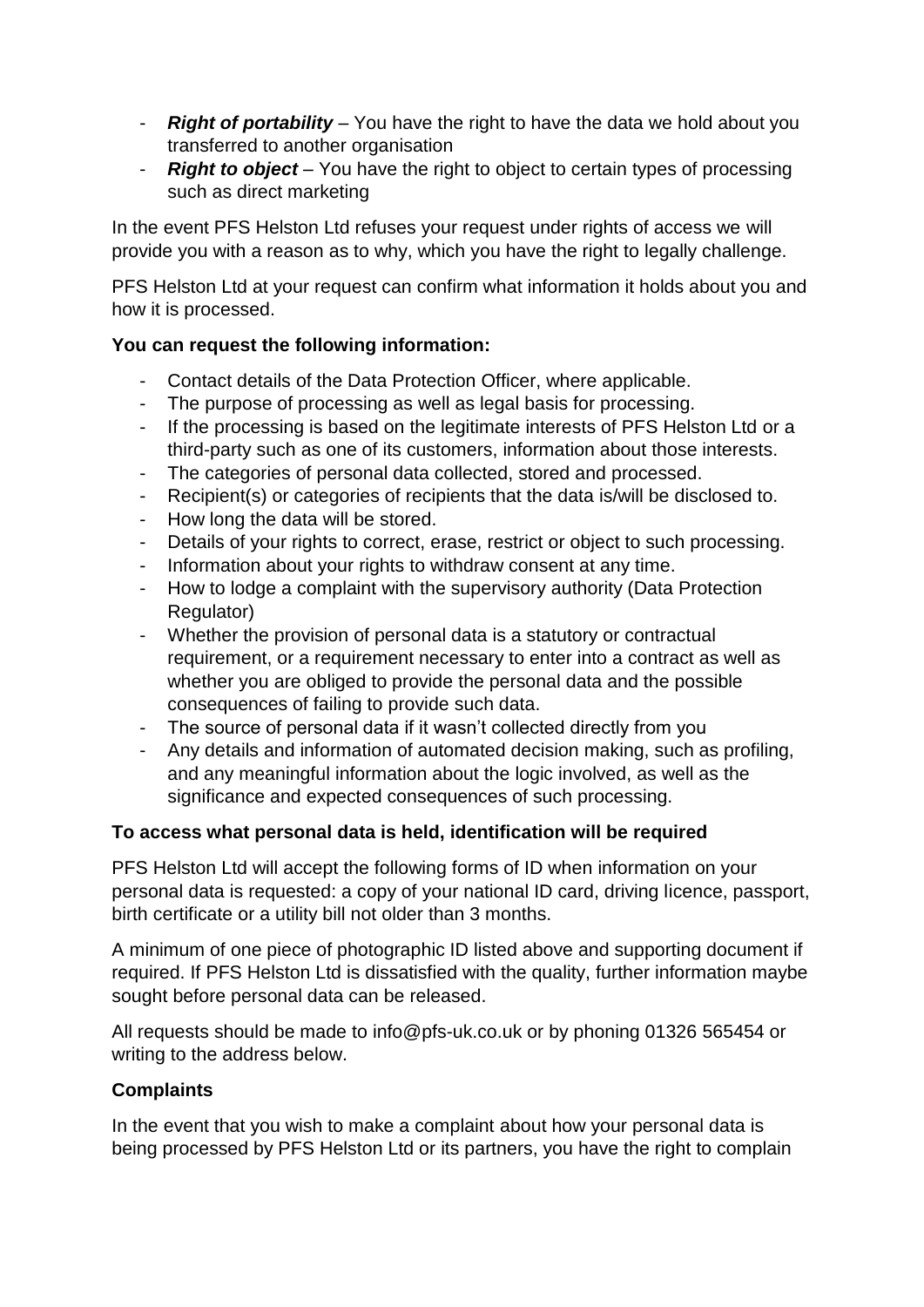- ***Right of portability*** – You have the right to have the data we hold about you transferred to another organisation
- ***Right to object*** – You have the right to object to certain types of processing such as direct marketing

In the event PFS Helston Ltd refuses your request under rights of access we will provide you with a reason as to why, which you have the right to legally challenge.

PFS Helston Ltd at your request can confirm what information it holds about you and how it is processed.

**You can request the following information:**

- Contact details of the Data Protection Officer, where applicable.
- The purpose of processing as well as legal basis for processing.
- If the processing is based on the legitimate interests of PFS Helston Ltd or a third-party such as one of its customers, information about those interests.
- The categories of personal data collected, stored and processed.
- Recipient(s) or categories of recipients that the data is/will be disclosed to.
- How long the data will be stored.
- Details of your rights to correct, erase, restrict or object to such processing.
- Information about your rights to withdraw consent at any time.
- How to lodge a complaint with the supervisory authority (Data Protection Regulator)
- Whether the provision of personal data is a statutory or contractual requirement, or a requirement necessary to enter into a contract as well as whether you are obliged to provide the personal data and the possible consequences of failing to provide such data.
- The source of personal data if it wasn't collected directly from you
- Any details and information of automated decision making, such as profiling, and any meaningful information about the logic involved, as well as the significance and expected consequences of such processing.

**To access what personal data is held, identification will be required**

PFS Helston Ltd will accept the following forms of ID when information on your personal data is requested: a copy of your national ID card, driving licence, passport, birth certificate or a utility bill not older than 3 months.

A minimum of one piece of photographic ID listed above and supporting document if required. If PFS Helston Ltd is dissatisfied with the quality, further information maybe sought before personal data can be released.

All requests should be made to info@pfs-uk.co.uk or by phoning 01326 565454 or writing to the address below.

**Complaints**

In the event that you wish to make a complaint about how your personal data is being processed by PFS Helston Ltd or its partners, you have the right to complain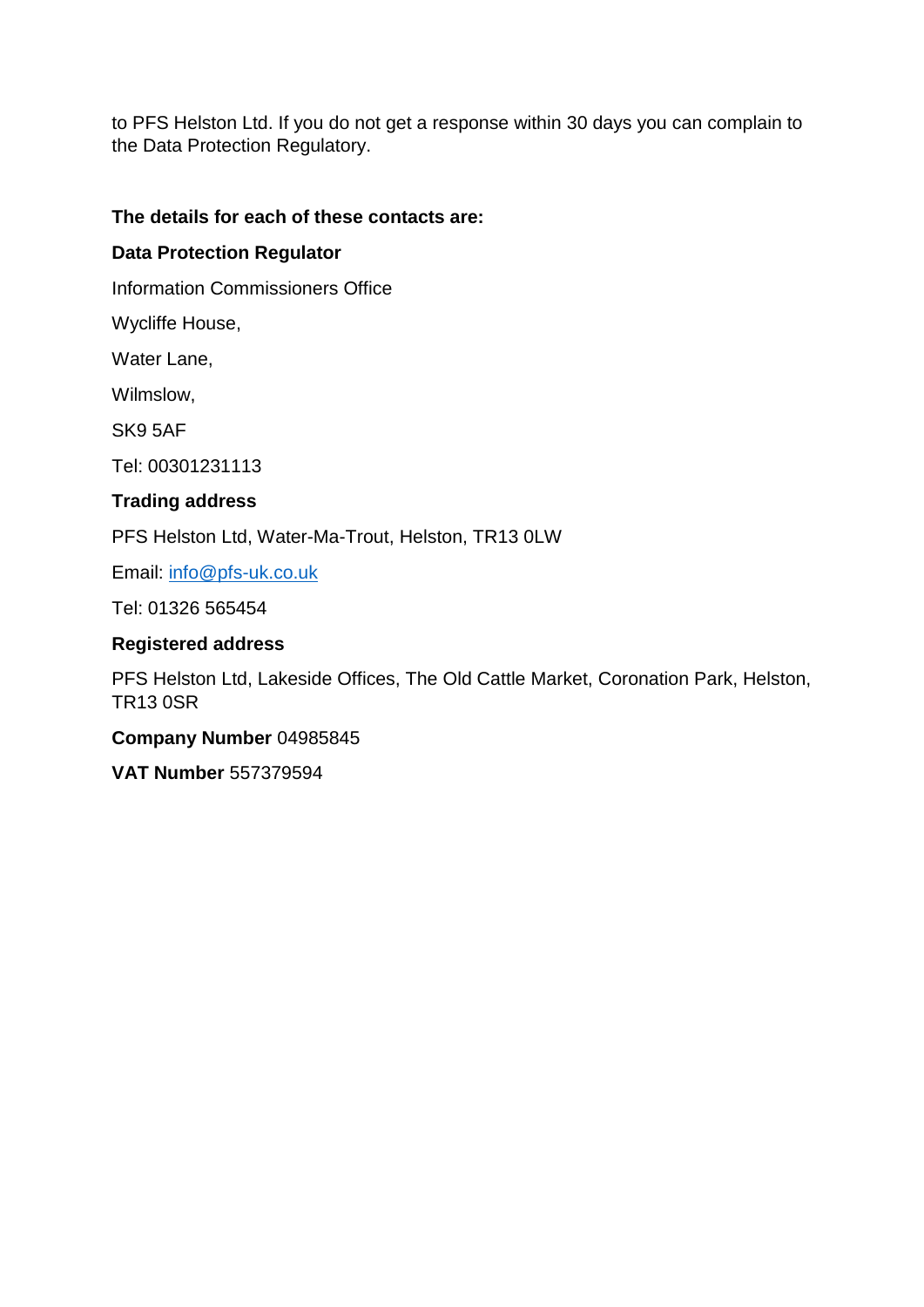to PFS Helston Ltd. If you do not get a response within 30 days you can complain to the Data Protection Regulatory.

**The details for each of these contacts are:**

**Data Protection Regulator**

Information Commissioners Office

Wycliffe House,

Water Lane,

Wilmslow,

SK9 5AF

Tel: 00301231113

**Trading address**

PFS Helston Ltd, Water-Ma-Trout, Helston, TR13 0LW

Email: info@pfs-uk.co.uk

Tel: 01326 565454

**Registered address**

PFS Helston Ltd, Lakeside Offices, The Old Cattle Market, Coronation Park, Helston, TR13 0SR

**Company Number** 04985845

**VAT Number** 557379594